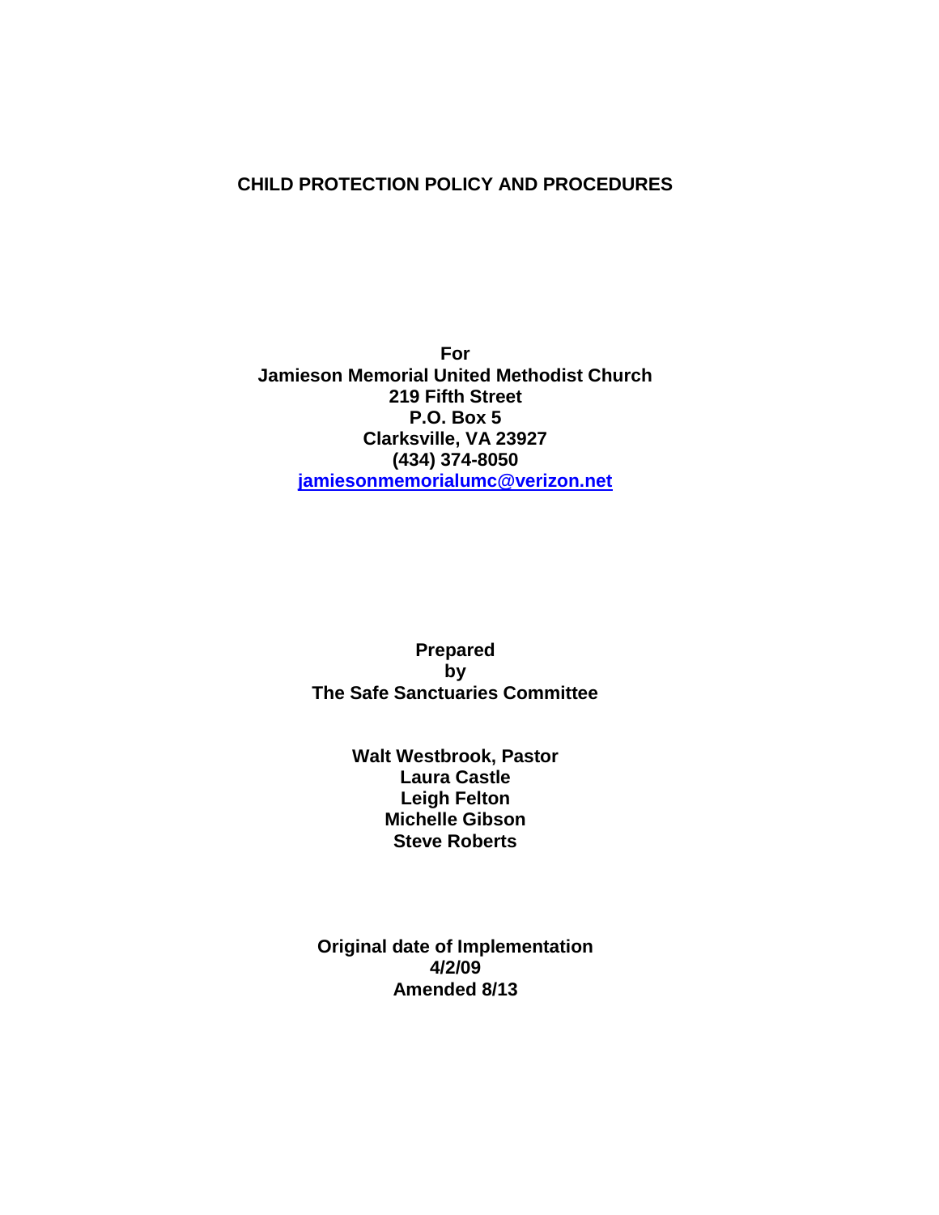# CHILD PROTECTION POLICY AND PROCEDURES

**For**
**Jamieson Memorial United Methodist Church**
**219 Fifth Street**
**P.O. Box 5**
**Clarksville, VA 23927**
**(434) 374-8050**
**jamiesonmemorialumc@verizon.net**

**Prepared**
**by**
**The Safe Sanctuaries Committee**

**Walt Westbrook, Pastor**
**Laura Castle**
**Leigh Felton**
**Michelle Gibson**
**Steve Roberts**

**Original date of Implementation**
**4/2/09**
**Amended 8/13**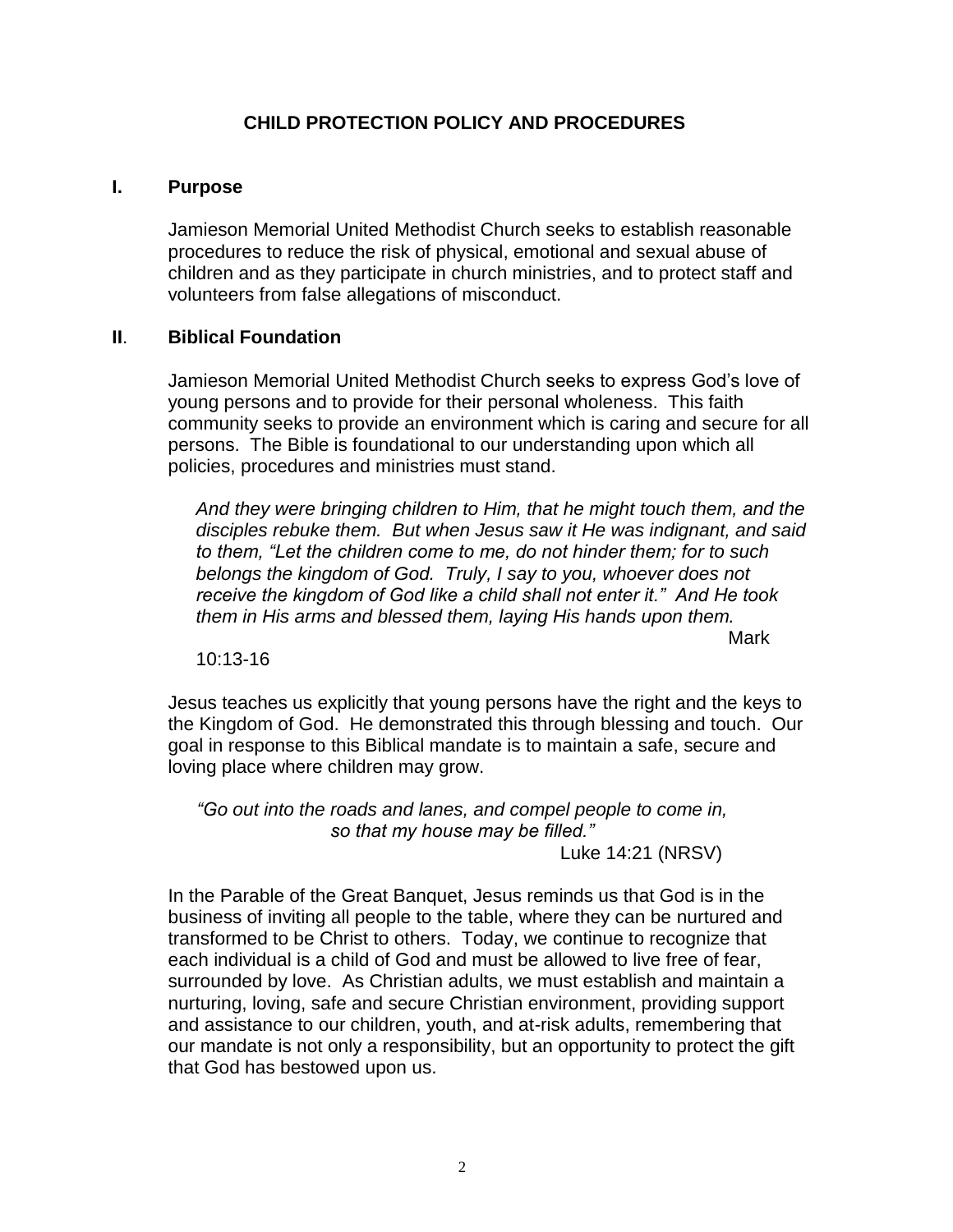# CHILD PROTECTION POLICY AND PROCEDURES

## I. Purpose

Jamieson Memorial United Methodist Church seeks to establish reasonable procedures to reduce the risk of physical, emotional and sexual abuse of children and as they participate in church ministries, and to protect staff and volunteers from false allegations of misconduct.

## II. Biblical Foundation

Jamieson Memorial United Methodist Church seeks to express God's love of young persons and to provide for their personal wholeness. This faith community seeks to provide an environment which is caring and secure for all persons. The Bible is foundational to our understanding upon which all policies, procedures and ministries must stand.

*And they were bringing children to Him, that he might touch them, and the disciples rebuke them. But when Jesus saw it He was indignant, and said to them, "Let the children come to me, do not hinder them; for to such belongs the kingdom of God. Truly, I say to you, whoever does not receive the kingdom of God like a child shall not enter it." And He took them in His arms and blessed them, laying His hands upon them.*

Mark 10:13-16

Jesus teaches us explicitly that young persons have the right and the keys to the Kingdom of God. He demonstrated this through blessing and touch. Our goal in response to this Biblical mandate is to maintain a safe, secure and loving place where children may grow.

*"Go out into the roads and lanes, and compel people to come in, so that my house may be filled."*

Luke 14:21 (NRSV)

In the Parable of the Great Banquet, Jesus reminds us that God is in the business of inviting all people to the table, where they can be nurtured and transformed to be Christ to others. Today, we continue to recognize that each individual is a child of God and must be allowed to live free of fear, surrounded by love. As Christian adults, we must establish and maintain a nurturing, loving, safe and secure Christian environment, providing support and assistance to our children, youth, and at-risk adults, remembering that our mandate is not only a responsibility, but an opportunity to protect the gift that God has bestowed upon us.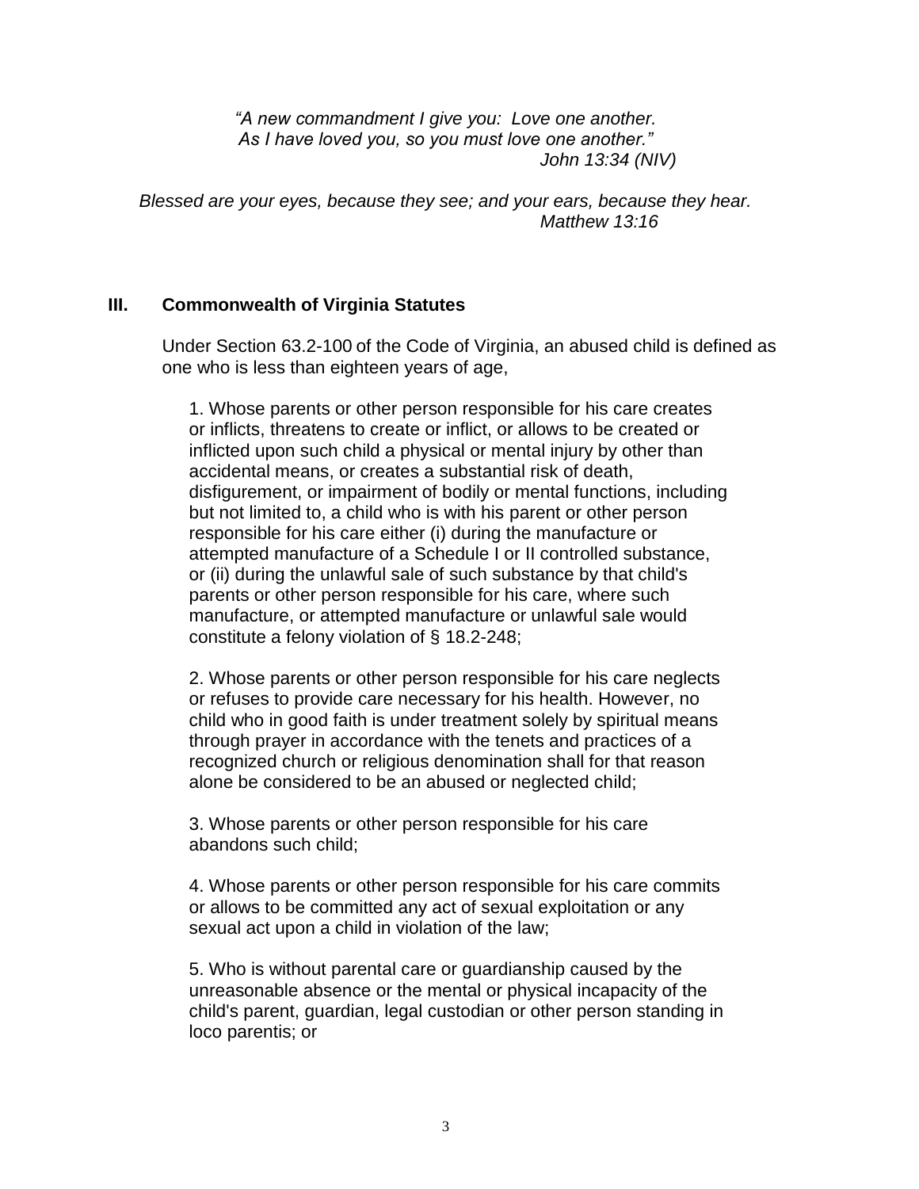*"A new commandment I give you: Love one another.*
*As I have loved you, so you must love one another."*
*John 13:34 (NIV)*

*Blessed are your eyes, because they see; and your ears, because they hear.*
*Matthew 13:16*

## III. Commonwealth of Virginia Statutes

Under Section 63.2-100 of the Code of Virginia, an abused child is defined as one who is less than eighteen years of age,

1. Whose parents or other person responsible for his care creates or inflicts, threatens to create or inflict, or allows to be created or inflicted upon such child a physical or mental injury by other than accidental means, or creates a substantial risk of death, disfigurement, or impairment of bodily or mental functions, including but not limited to, a child who is with his parent or other person responsible for his care either (i) during the manufacture or attempted manufacture of a Schedule I or II controlled substance, or (ii) during the unlawful sale of such substance by that child's parents or other person responsible for his care, where such manufacture, or attempted manufacture or unlawful sale would constitute a felony violation of § 18.2-248;

2. Whose parents or other person responsible for his care neglects or refuses to provide care necessary for his health. However, no child who in good faith is under treatment solely by spiritual means through prayer in accordance with the tenets and practices of a recognized church or religious denomination shall for that reason alone be considered to be an abused or neglected child;

3. Whose parents or other person responsible for his care abandons such child;

4. Whose parents or other person responsible for his care commits or allows to be committed any act of sexual exploitation or any sexual act upon a child in violation of the law;

5. Who is without parental care or guardianship caused by the unreasonable absence or the mental or physical incapacity of the child's parent, guardian, legal custodian or other person standing in loco parentis; or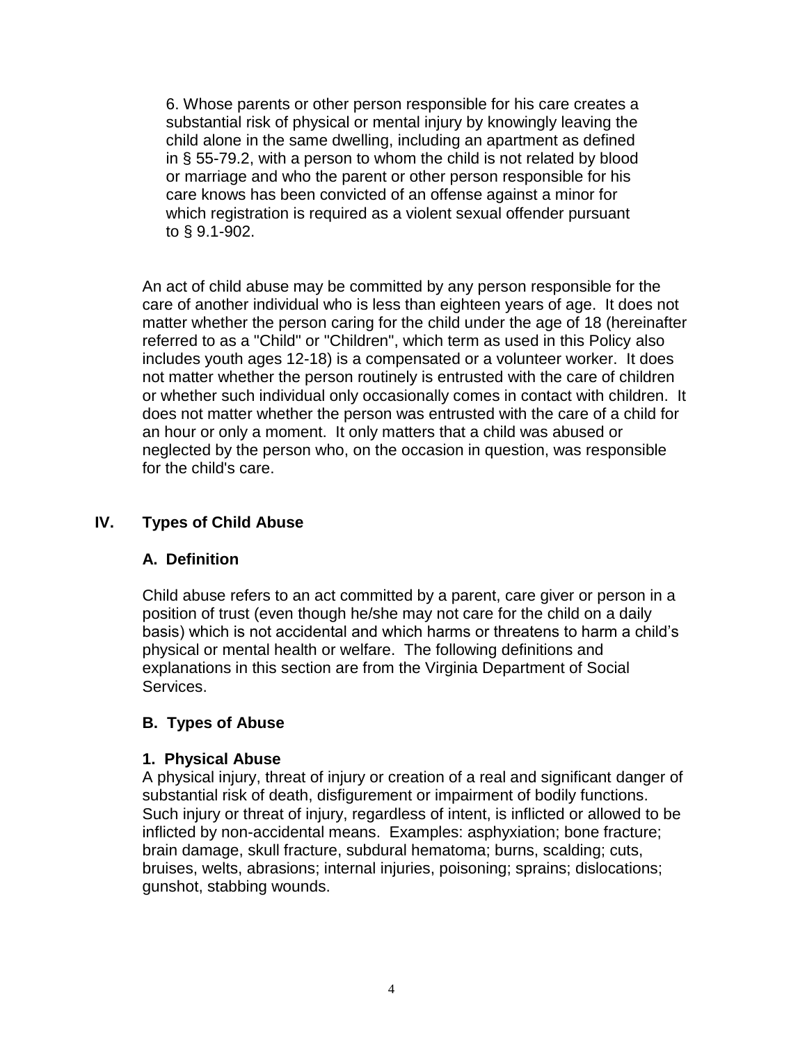6. Whose parents or other person responsible for his care creates a substantial risk of physical or mental injury by knowingly leaving the child alone in the same dwelling, including an apartment as defined in § 55-79.2, with a person to whom the child is not related by blood or marriage and who the parent or other person responsible for his care knows has been convicted of an offense against a minor for which registration is required as a violent sexual offender pursuant to § 9.1-902.

An act of child abuse may be committed by any person responsible for the care of another individual who is less than eighteen years of age. It does not matter whether the person caring for the child under the age of 18 (hereinafter referred to as a "Child" or "Children", which term as used in this Policy also includes youth ages 12-18) is a compensated or a volunteer worker. It does not matter whether the person routinely is entrusted with the care of children or whether such individual only occasionally comes in contact with children. It does not matter whether the person was entrusted with the care of a child for an hour or only a moment. It only matters that a child was abused or neglected by the person who, on the occasion in question, was responsible for the child's care.

## IV. Types of Child Abuse

### A. Definition

Child abuse refers to an act committed by a parent, care giver or person in a position of trust (even though he/she may not care for the child on a daily basis) which is not accidental and which harms or threatens to harm a child's physical or mental health or welfare. The following definitions and explanations in this section are from the Virginia Department of Social Services.

### B. Types of Abuse

**1. Physical Abuse**

A physical injury, threat of injury or creation of a real and significant danger of substantial risk of death, disfigurement or impairment of bodily functions. Such injury or threat of injury, regardless of intent, is inflicted or allowed to be inflicted by non-accidental means. Examples: asphyxiation; bone fracture; brain damage, skull fracture, subdural hematoma; burns, scalding; cuts, bruises, welts, abrasions; internal injuries, poisoning; sprains; dislocations; gunshot, stabbing wounds.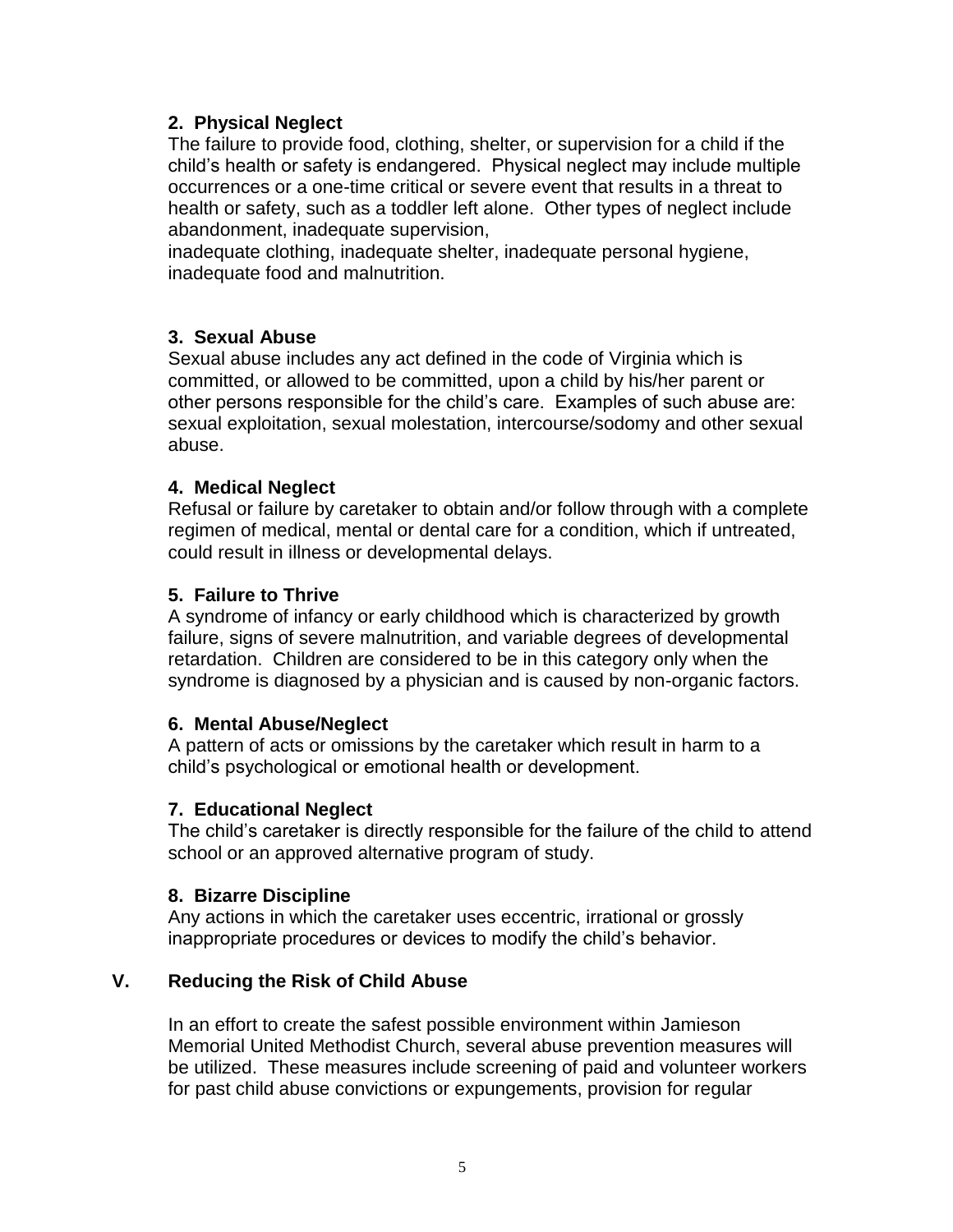### 2. Physical Neglect

The failure to provide food, clothing, shelter, or supervision for a child if the child's health or safety is endangered. Physical neglect may include multiple occurrences or a one-time critical or severe event that results in a threat to health or safety, such as a toddler left alone. Other types of neglect include abandonment, inadequate supervision,
inadequate clothing, inadequate shelter, inadequate personal hygiene, inadequate food and malnutrition.

### 3. Sexual Abuse

Sexual abuse includes any act defined in the code of Virginia which is committed, or allowed to be committed, upon a child by his/her parent or other persons responsible for the child's care. Examples of such abuse are: sexual exploitation, sexual molestation, intercourse/sodomy and other sexual abuse.

### 4. Medical Neglect

Refusal or failure by caretaker to obtain and/or follow through with a complete regimen of medical, mental or dental care for a condition, which if untreated, could result in illness or developmental delays.

### 5. Failure to Thrive

A syndrome of infancy or early childhood which is characterized by growth failure, signs of severe malnutrition, and variable degrees of developmental retardation. Children are considered to be in this category only when the syndrome is diagnosed by a physician and is caused by non-organic factors.

### 6. Mental Abuse/Neglect

A pattern of acts or omissions by the caretaker which result in harm to a child's psychological or emotional health or development.

### 7. Educational Neglect

The child's caretaker is directly responsible for the failure of the child to attend school or an approved alternative program of study.

### 8. Bizarre Discipline

Any actions in which the caretaker uses eccentric, irrational or grossly inappropriate procedures or devices to modify the child's behavior.

## V. Reducing the Risk of Child Abuse

In an effort to create the safest possible environment within Jamieson Memorial United Methodist Church, several abuse prevention measures will be utilized. These measures include screening of paid and volunteer workers for past child abuse convictions or expungements, provision for regular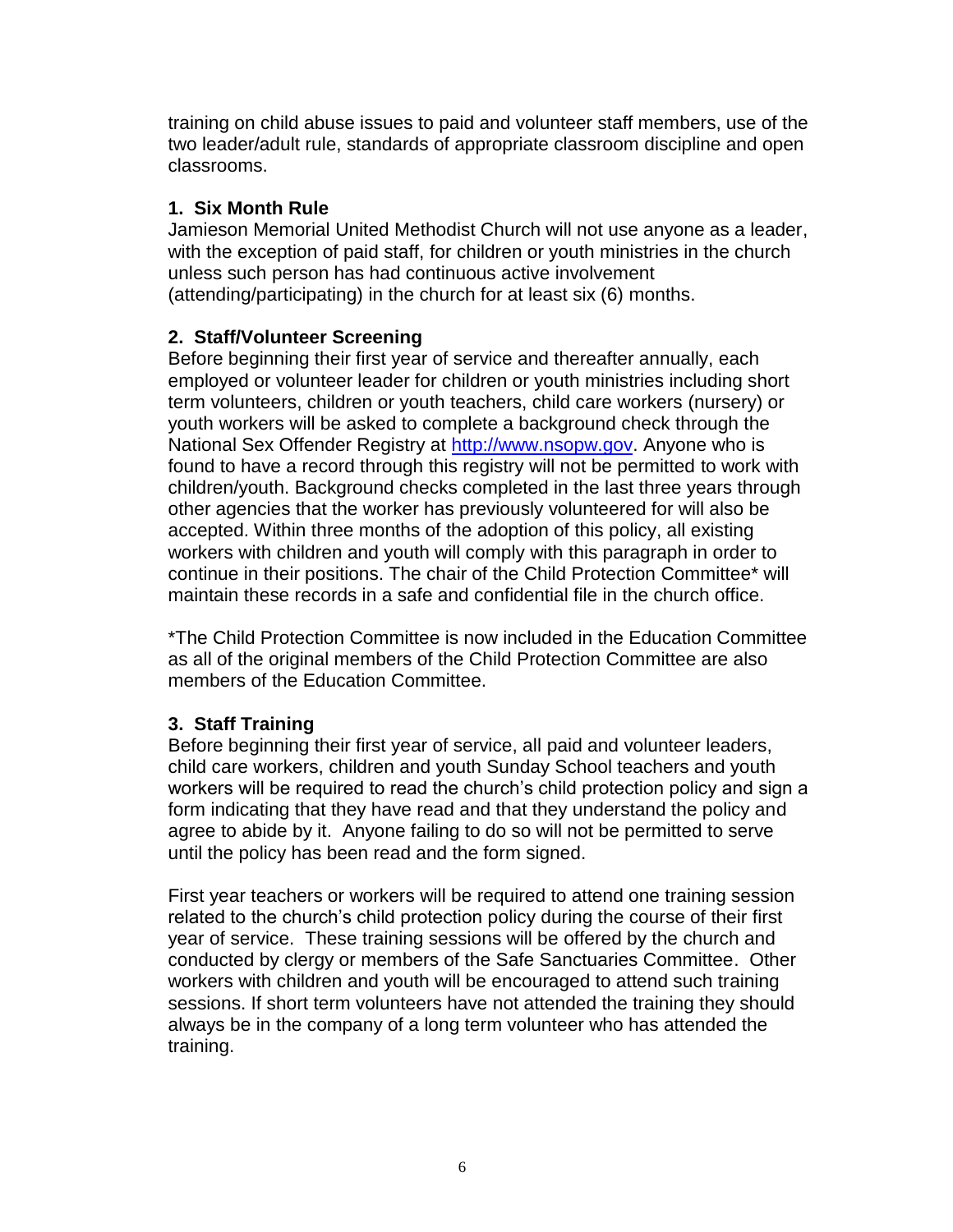training on child abuse issues to paid and volunteer staff members, use of the two leader/adult rule, standards of appropriate classroom discipline and open classrooms.

### 1. Six Month Rule

Jamieson Memorial United Methodist Church will not use anyone as a leader, with the exception of paid staff, for children or youth ministries in the church unless such person has had continuous active involvement (attending/participating) in the church for at least six (6) months.

### 2. Staff/Volunteer Screening

Before beginning their first year of service and thereafter annually, each employed or volunteer leader for children or youth ministries including short term volunteers, children or youth teachers, child care workers (nursery) or youth workers will be asked to complete a background check through the National Sex Offender Registry at [http://www.nsopw.gov](http://www.nsopw.gov). Anyone who is found to have a record through this registry will not be permitted to work with children/youth. Background checks completed in the last three years through other agencies that the worker has previously volunteered for will also be accepted. Within three months of the adoption of this policy, all existing workers with children and youth will comply with this paragraph in order to continue in their positions. The chair of the Child Protection Committee* will maintain these records in a safe and confidential file in the church office.

*The Child Protection Committee is now included in the Education Committee as all of the original members of the Child Protection Committee are also members of the Education Committee.

### 3. Staff Training

Before beginning their first year of service, all paid and volunteer leaders, child care workers, children and youth Sunday School teachers and youth workers will be required to read the church's child protection policy and sign a form indicating that they have read and that they understand the policy and agree to abide by it. Anyone failing to do so will not be permitted to serve until the policy has been read and the form signed.

First year teachers or workers will be required to attend one training session related to the church's child protection policy during the course of their first year of service. These training sessions will be offered by the church and conducted by clergy or members of the Safe Sanctuaries Committee. Other workers with children and youth will be encouraged to attend such training sessions. If short term volunteers have not attended the training they should always be in the company of a long term volunteer who has attended the training.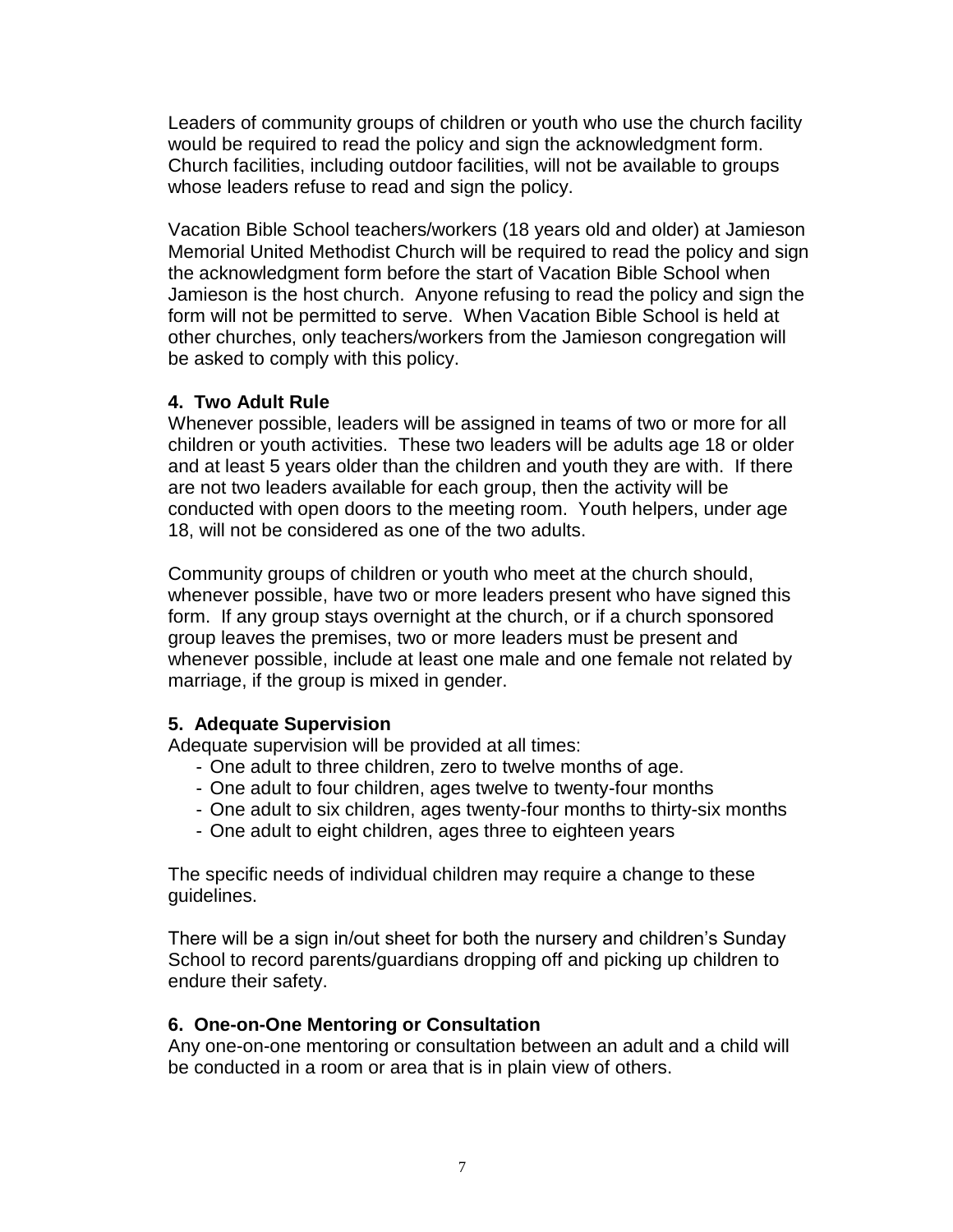Leaders of community groups of children or youth who use the church facility would be required to read the policy and sign the acknowledgment form. Church facilities, including outdoor facilities, will not be available to groups whose leaders refuse to read and sign the policy.

Vacation Bible School teachers/workers (18 years old and older) at Jamieson Memorial United Methodist Church will be required to read the policy and sign the acknowledgment form before the start of Vacation Bible School when Jamieson is the host church. Anyone refusing to read the policy and sign the form will not be permitted to serve. When Vacation Bible School is held at other churches, only teachers/workers from the Jamieson congregation will be asked to comply with this policy.

**4. Two Adult Rule**

Whenever possible, leaders will be assigned in teams of two or more for all children or youth activities. These two leaders will be adults age 18 or older and at least 5 years older than the children and youth they are with. If there are not two leaders available for each group, then the activity will be conducted with open doors to the meeting room. Youth helpers, under age 18, will not be considered as one of the two adults.

Community groups of children or youth who meet at the church should, whenever possible, have two or more leaders present who have signed this form. If any group stays overnight at the church, or if a church sponsored group leaves the premises, two or more leaders must be present and whenever possible, include at least one male and one female not related by marriage, if the group is mixed in gender.

**5. Adequate Supervision**

Adequate supervision will be provided at all times:

- One adult to three children, zero to twelve months of age.
- One adult to four children, ages twelve to twenty-four months
- One adult to six children, ages twenty-four months to thirty-six months
- One adult to eight children, ages three to eighteen years

The specific needs of individual children may require a change to these guidelines.

There will be a sign in/out sheet for both the nursery and children's Sunday School to record parents/guardians dropping off and picking up children to endure their safety.

**6. One-on-One Mentoring or Consultation**

Any one-on-one mentoring or consultation between an adult and a child will be conducted in a room or area that is in plain view of others.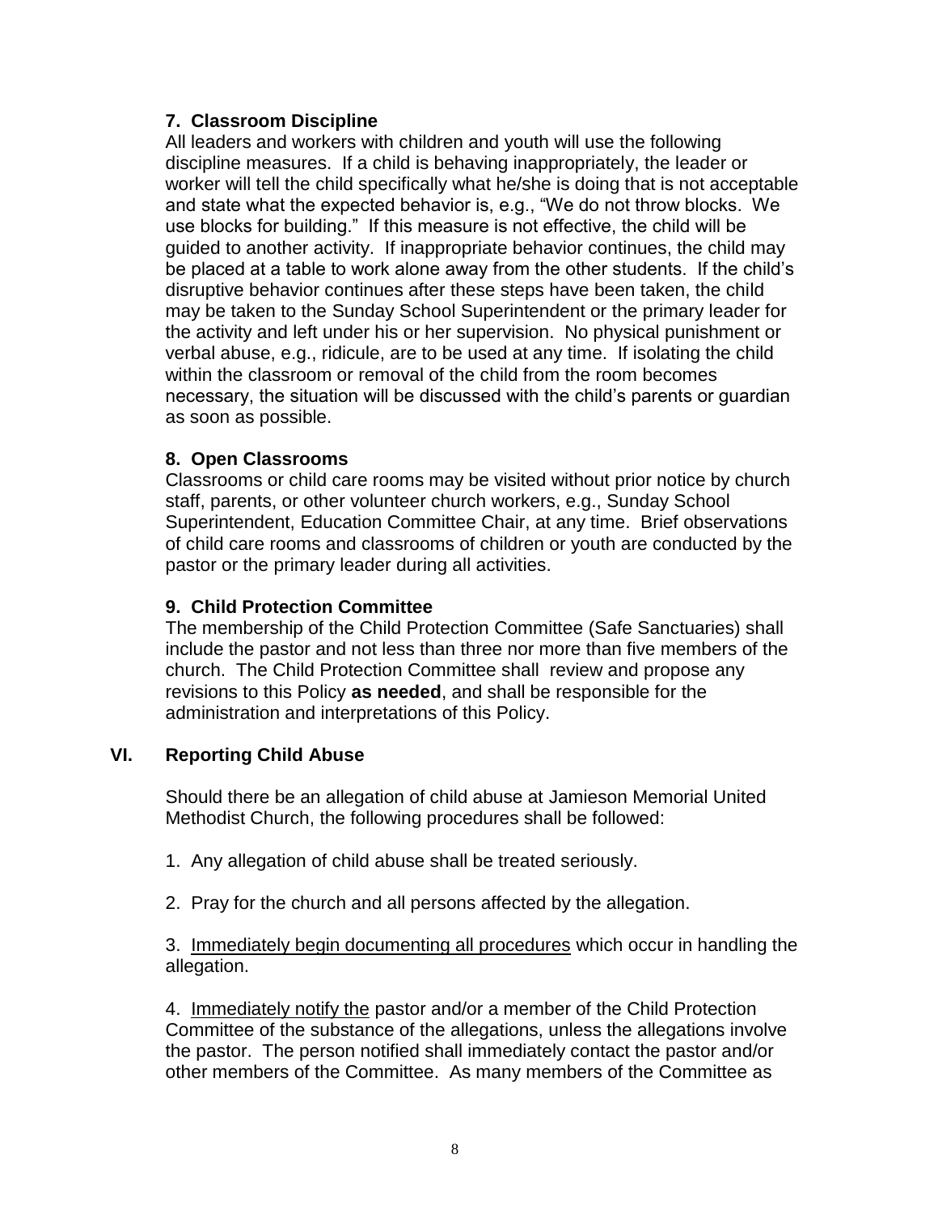### 7. Classroom Discipline

All leaders and workers with children and youth will use the following discipline measures. If a child is behaving inappropriately, the leader or worker will tell the child specifically what he/she is doing that is not acceptable and state what the expected behavior is, e.g., "We do not throw blocks. We use blocks for building." If this measure is not effective, the child will be guided to another activity. If inappropriate behavior continues, the child may be placed at a table to work alone away from the other students. If the child's disruptive behavior continues after these steps have been taken, the child may be taken to the Sunday School Superintendent or the primary leader for the activity and left under his or her supervision. No physical punishment or verbal abuse, e.g., ridicule, are to be used at any time. If isolating the child within the classroom or removal of the child from the room becomes necessary, the situation will be discussed with the child's parents or guardian as soon as possible.

### 8. Open Classrooms

Classrooms or child care rooms may be visited without prior notice by church staff, parents, or other volunteer church workers, e.g., Sunday School Superintendent, Education Committee Chair, at any time. Brief observations of child care rooms and classrooms of children or youth are conducted by the pastor or the primary leader during all activities.

### 9. Child Protection Committee

The membership of the Child Protection Committee (Safe Sanctuaries) shall include the pastor and not less than three nor more than five members of the church. The Child Protection Committee shall review and propose any revisions to this Policy **as needed**, and shall be responsible for the administration and interpretations of this Policy.

## VI. Reporting Child Abuse

Should there be an allegation of child abuse at Jamieson Memorial United Methodist Church, the following procedures shall be followed:

1. Any allegation of child abuse shall be treated seriously.

2. Pray for the church and all persons affected by the allegation.

3. <u>Immediately begin documenting all procedures</u> which occur in handling the allegation.

4. <u>Immediately notify the</u> pastor and/or a member of the Child Protection Committee of the substance of the allegations, unless the allegations involve the pastor. The person notified shall immediately contact the pastor and/or other members of the Committee. As many members of the Committee as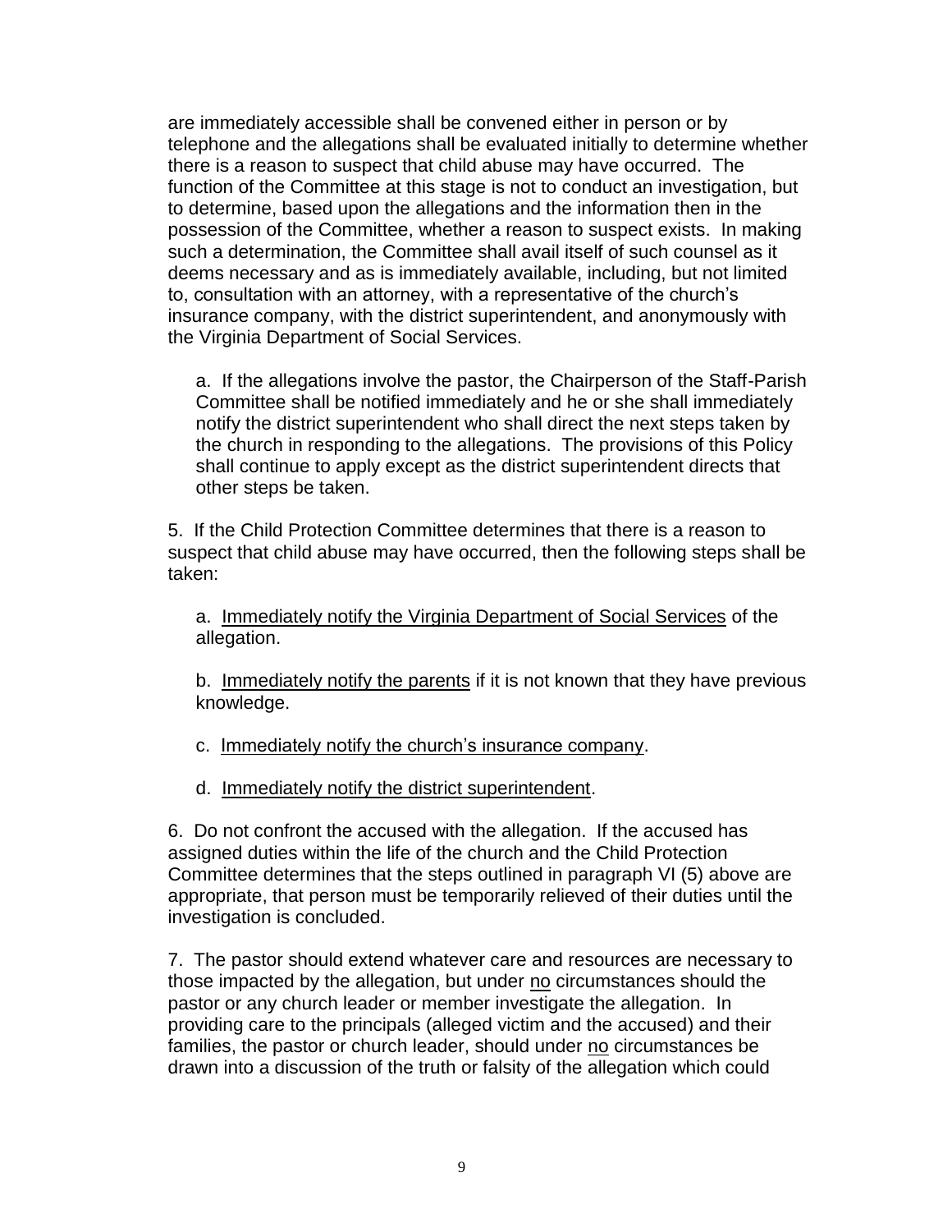are immediately accessible shall be convened either in person or by telephone and the allegations shall be evaluated initially to determine whether there is a reason to suspect that child abuse may have occurred. The function of the Committee at this stage is not to conduct an investigation, but to determine, based upon the allegations and the information then in the possession of the Committee, whether a reason to suspect exists. In making such a determination, the Committee shall avail itself of such counsel as it deems necessary and as is immediately available, including, but not limited to, consultation with an attorney, with a representative of the church's insurance company, with the district superintendent, and anonymously with the Virginia Department of Social Services.

a. If the allegations involve the pastor, the Chairperson of the Staff-Parish Committee shall be notified immediately and he or she shall immediately notify the district superintendent who shall direct the next steps taken by the church in responding to the allegations. The provisions of this Policy shall continue to apply except as the district superintendent directs that other steps be taken.

5. If the Child Protection Committee determines that there is a reason to suspect that child abuse may have occurred, then the following steps shall be taken:

a. <u>Immediately notify the Virginia Department of Social Services</u> of the allegation.

b. <u>Immediately notify the parents</u> if it is not known that they have previous knowledge.

c. <u>Immediately notify the church's insurance company</u>.

d. <u>Immediately notify the district superintendent</u>.

6. Do not confront the accused with the allegation. If the accused has assigned duties within the life of the church and the Child Protection Committee determines that the steps outlined in paragraph VI (5) above are appropriate, that person must be temporarily relieved of their duties until the investigation is concluded.

7. The pastor should extend whatever care and resources are necessary to those impacted by the allegation, but under <u>no</u> circumstances should the pastor or any church leader or member investigate the allegation. In providing care to the principals (alleged victim and the accused) and their families, the pastor or church leader, should under <u>no</u> circumstances be drawn into a discussion of the truth or falsity of the allegation which could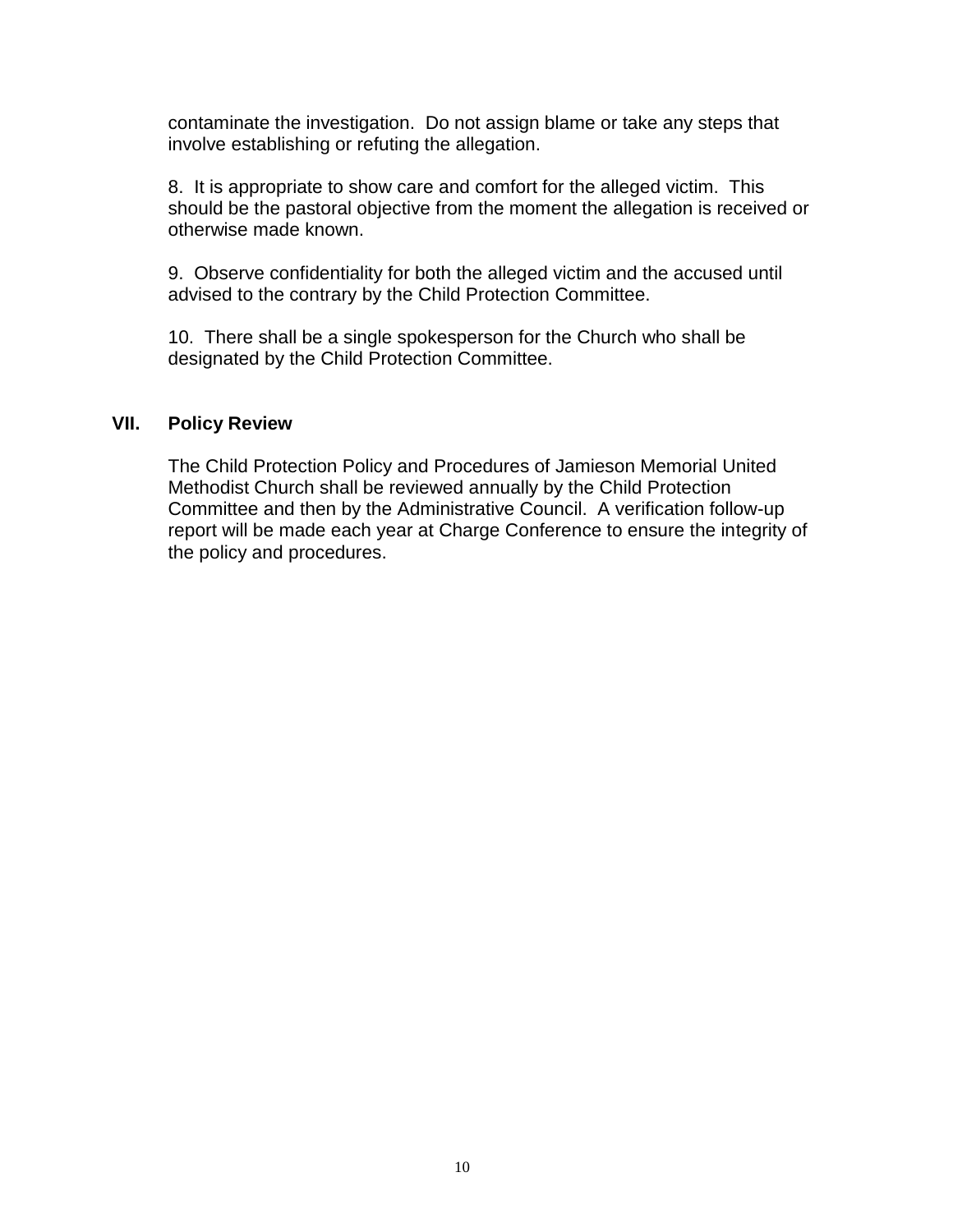contaminate the investigation. Do not assign blame or take any steps that involve establishing or refuting the allegation.

8. It is appropriate to show care and comfort for the alleged victim. This should be the pastoral objective from the moment the allegation is received or otherwise made known.

9. Observe confidentiality for both the alleged victim and the accused until advised to the contrary by the Child Protection Committee.

10. There shall be a single spokesperson for the Church who shall be designated by the Child Protection Committee.

## VII. Policy Review

The Child Protection Policy and Procedures of Jamieson Memorial United Methodist Church shall be reviewed annually by the Child Protection Committee and then by the Administrative Council. A verification follow-up report will be made each year at Charge Conference to ensure the integrity of the policy and procedures.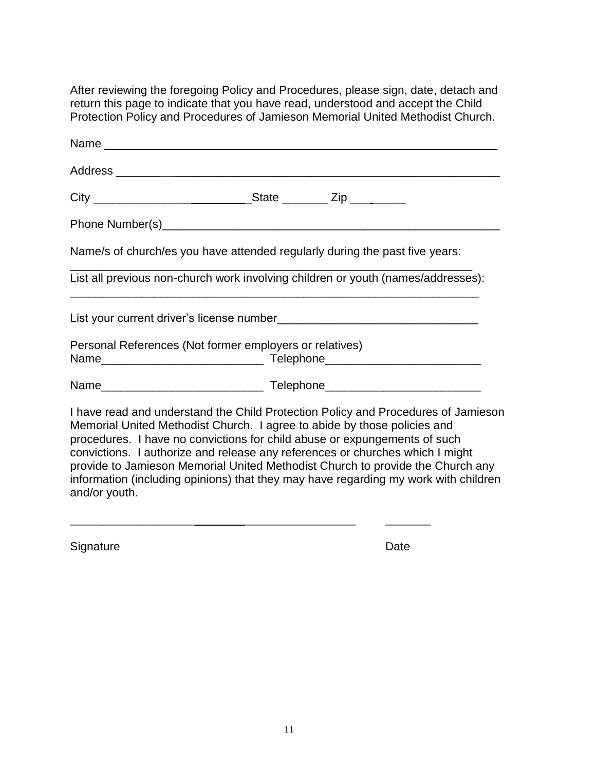After reviewing the foregoing Policy and Procedures, please sign, date, detach and return this page to indicate that you have read, understood and accept the Child Protection Policy and Procedures of Jamieson Memorial United Methodist Church.

Name ________________________________________________________________

Address ______________________________________________________________

City ________________________State _______ Zip _________

Phone Number(s)______________________________________________________

Name/s of church/es you have attended regularly during the past five years:

_______________________________________________________________

List all previous non-church work involving children or youth (names/addresses):

_______________________________________________________________

List your current driver's license number______________________________

Personal References (Not former employers or relatives)

Name_________________________ Telephone________________________

Name_________________________ Telephone________________________

I have read and understand the Child Protection Policy and Procedures of Jamieson Memorial United Methodist Church. I agree to abide by those policies and procedures. I have no convictions for child abuse or expungements of such convictions. I authorize and release any references or churches which I might provide to Jamieson Memorial United Methodist Church to provide the Church any information (including opinions) that they may have regarding my work with children and/or youth.

__________________________________________ _______

Signature Date